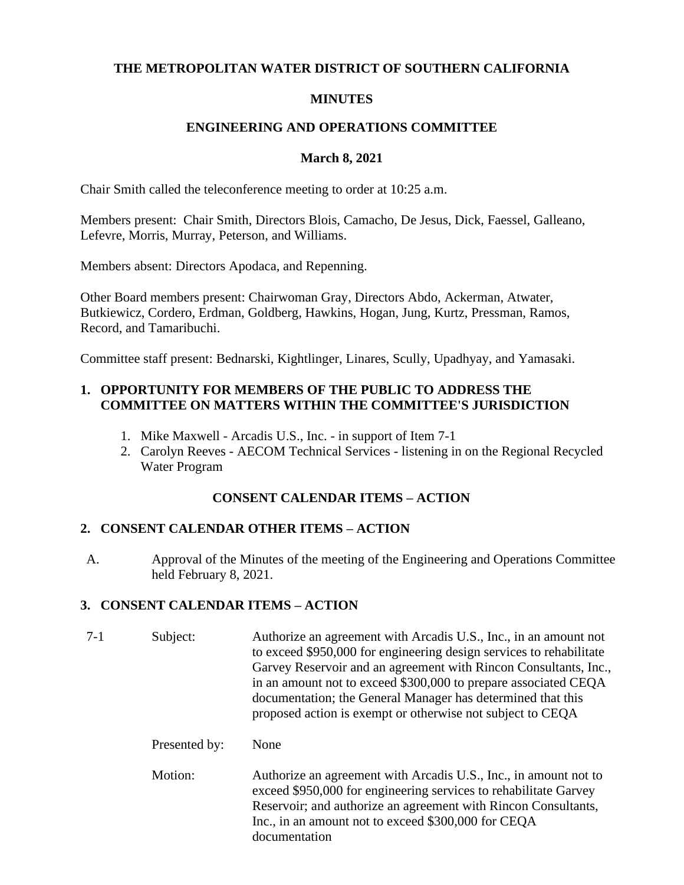**THE METROPOLITAN WATER DISTRICT OF SOUTHERN CALIFORNIA**

**MINUTES**

**ENGINEERING AND OPERATIONS COMMITTEE**

**March 8, 2021**

Chair Smith called the teleconference meeting to order at 10:25 a.m.

Members present: Chair Smith, Directors Blois, Camacho, De Jesus, Dick, Faessel, Galleano, Lefevre, Morris, Murray, Peterson, and Williams.

Members absent: Directors Apodaca, and Repenning.

Other Board members present: Chairwoman Gray, Directors Abdo, Ackerman, Atwater, Butkiewicz, Cordero, Erdman, Goldberg, Hawkins, Hogan, Jung, Kurtz, Pressman, Ramos, Record, and Tamaribuchi.

Committee staff present: Bednarski, Kightlinger, Linares, Scully, Upadhyay, and Yamasaki.

## 1. OPPORTUNITY FOR MEMBERS OF THE PUBLIC TO ADDRESS THE COMMITTEE ON MATTERS WITHIN THE COMMITTEE'S JURISDICTION

1. Mike Maxwell - Arcadis U.S., Inc. - in support of Item 7-1
2. Carolyn Reeves - AECOM Technical Services - listening in on the Regional Recycled Water Program

**CONSENT CALENDAR ITEMS – ACTION**

## 2. CONSENT CALENDAR OTHER ITEMS – ACTION

A. Approval of the Minutes of the meeting of the Engineering and Operations Committee held February 8, 2021.

## 3. CONSENT CALENDAR ITEMS – ACTION

7-1 Subject: Authorize an agreement with Arcadis U.S., Inc., in an amount not to exceed $950,000 for engineering design services to rehabilitate Garvey Reservoir and an agreement with Rincon Consultants, Inc., in an amount not to exceed $300,000 to prepare associated CEQA documentation; the General Manager has determined that this proposed action is exempt or otherwise not subject to CEQA

Presented by: None

Motion: Authorize an agreement with Arcadis U.S., Inc., in amount not to exceed $950,000 for engineering services to rehabilitate Garvey Reservoir; and authorize an agreement with Rincon Consultants, Inc., in an amount not to exceed $300,000 for CEQA documentation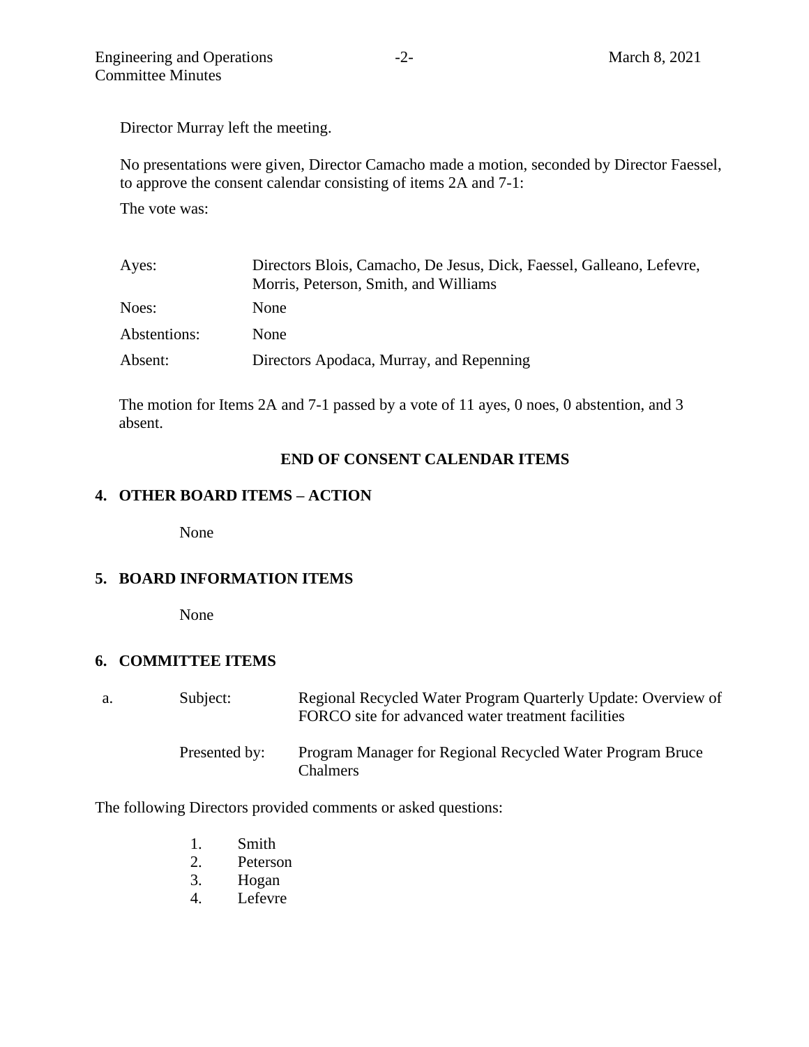Director Murray left the meeting.

No presentations were given, Director Camacho made a motion, seconded by Director Faessel, to approve the consent calendar consisting of items 2A and 7-1:

The vote was:

| | |
|---|---|
| Ayes: | Directors Blois, Camacho, De Jesus, Dick, Faessel, Galleano, Lefevre, Morris, Peterson, Smith, and Williams |
| Noes: | None |
| Abstentions: | None |
| Absent: | Directors Apodaca, Murray, and Repenning |

The motion for Items 2A and 7-1 passed by a vote of 11 ayes, 0 noes, 0 abstention, and 3 absent.

**END OF CONSENT CALENDAR ITEMS**

## 4. OTHER BOARD ITEMS – ACTION

None

## 5. BOARD INFORMATION ITEMS

None

## 6. COMMITTEE ITEMS

| | | |
|---|---|---|
| a. | Subject: | Regional Recycled Water Program Quarterly Update: Overview of FORCO site for advanced water treatment facilities |
| | Presented by: | Program Manager for Regional Recycled Water Program Bruce Chalmers |

The following Directors provided comments or asked questions:

1. Smith
2. Peterson
3. Hogan
4. Lefevre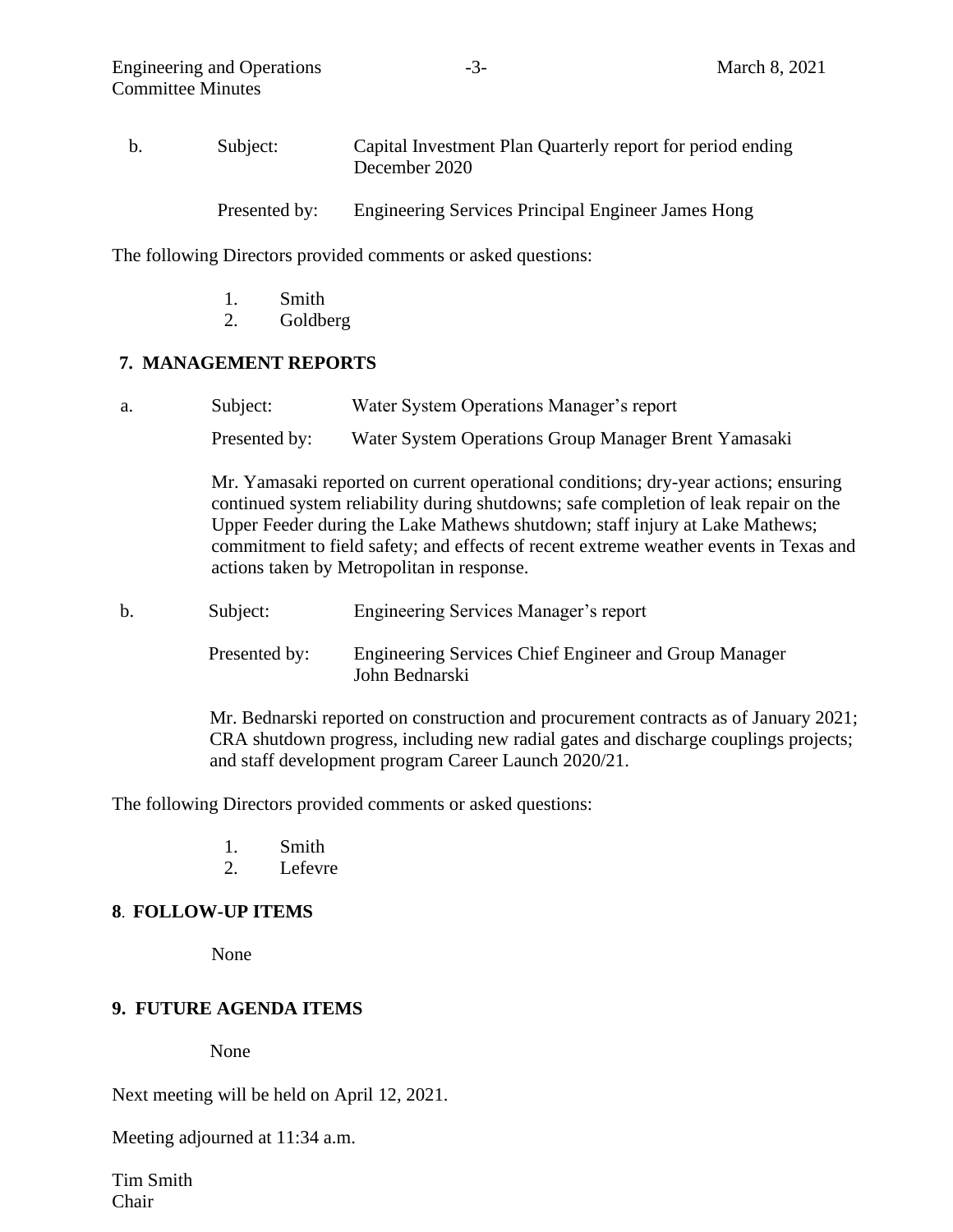b. Subject: Capital Investment Plan Quarterly report for period ending December 2020

Presented by: Engineering Services Principal Engineer James Hong

The following Directors provided comments or asked questions:

1. Smith
2. Goldberg

## 7. MANAGEMENT REPORTS

a. Subject: Water System Operations Manager's report

Presented by: Water System Operations Group Manager Brent Yamasaki

Mr. Yamasaki reported on current operational conditions; dry-year actions; ensuring continued system reliability during shutdowns; safe completion of leak repair on the Upper Feeder during the Lake Mathews shutdown; staff injury at Lake Mathews; commitment to field safety; and effects of recent extreme weather events in Texas and actions taken by Metropolitan in response.

b. Subject: Engineering Services Manager's report

Presented by: Engineering Services Chief Engineer and Group Manager John Bednarski

Mr. Bednarski reported on construction and procurement contracts as of January 2021; CRA shutdown progress, including new radial gates and discharge couplings projects; and staff development program Career Launch 2020/21.

The following Directors provided comments or asked questions:

1. Smith
2. Lefevre

## 8. FOLLOW-UP ITEMS

None

## 9. FUTURE AGENDA ITEMS

None

Next meeting will be held on April 12, 2021.

Meeting adjourned at 11:34 a.m.

Tim Smith
Chair